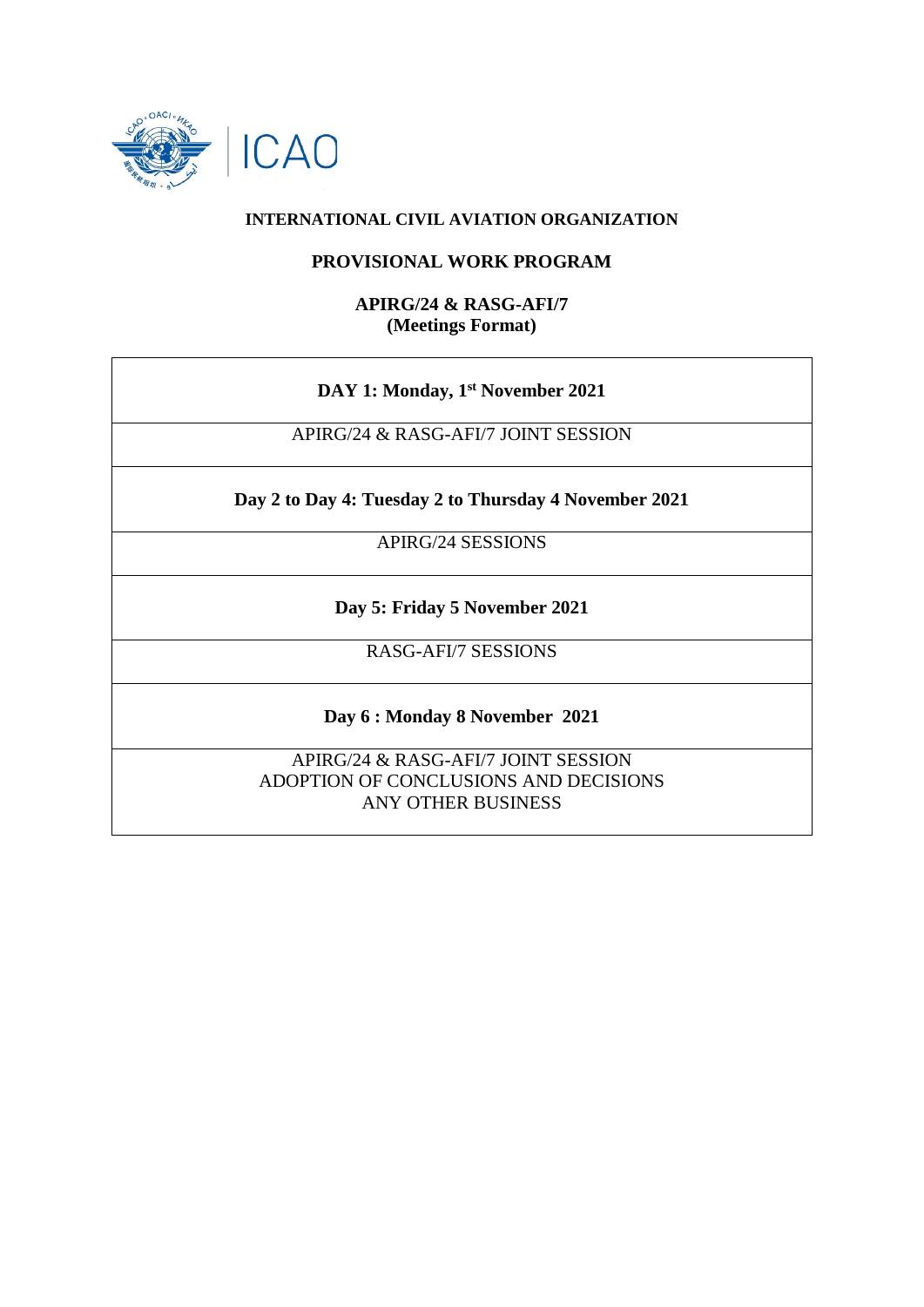**INTERNATIONAL CIVIL AVIATION ORGANIZATION**

**PROVISIONAL WORK PROGRAM**

**APIRG/24 & RASG-AFI/7**
**(Meetings Format)**

| **DAY 1: Monday, 1st November 2021** |
|---|
| APIRG/24 & RASG-AFI/7 JOINT SESSION |
| **Day 2 to Day 4: Tuesday 2 to Thursday 4 November 2021** |
| APIRG/24 SESSIONS |
| **Day 5: Friday 5 November 2021** |
| RASG-AFI/7 SESSIONS |
| **Day 6 : Monday 8 November 2021** |
| APIRG/24 & RASG-AFI/7 JOINT SESSION<br>ADOPTION OF CONCLUSIONS AND DECISIONS<br>ANY OTHER BUSINESS |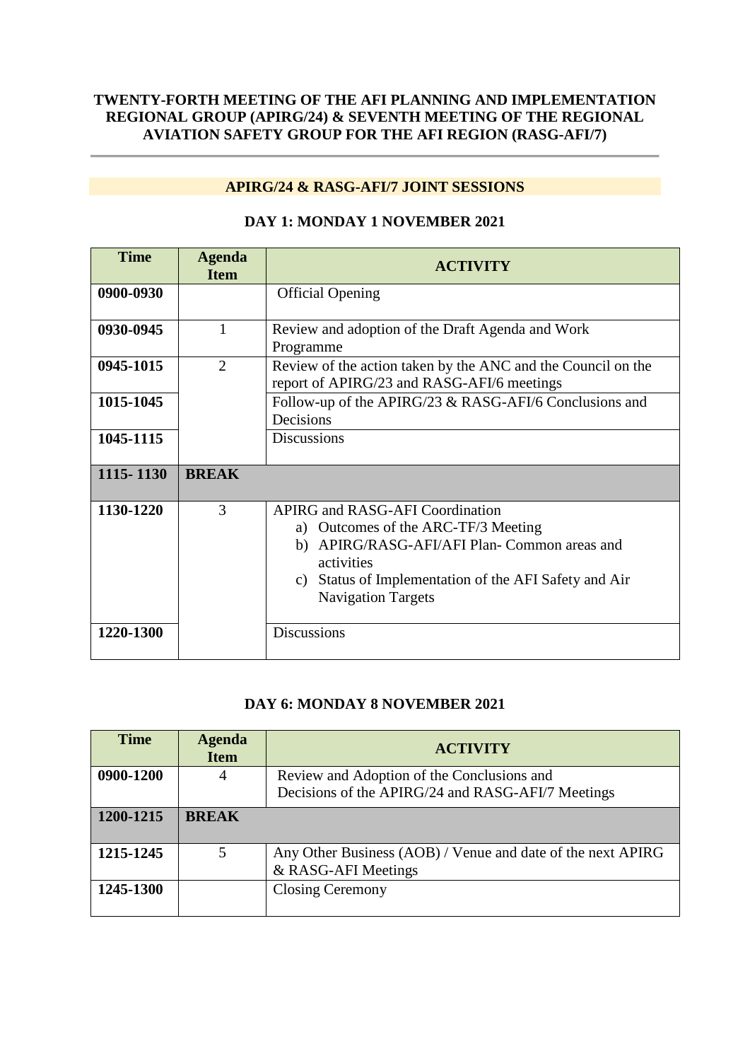**TWENTY-FORTH MEETING OF THE AFI PLANNING AND IMPLEMENTATION REGIONAL GROUP (APIRG/24) & SEVENTH MEETING OF THE REGIONAL AVIATION SAFETY GROUP FOR THE AFI REGION (RASG-AFI/7)**

---

## APIRG/24 & RASG-AFI/7 JOINT SESSIONS

### DAY 1: MONDAY 1 NOVEMBER 2021

| Time | Agenda Item | ACTIVITY |
|---|---|---|
| **0900-0930** | | Official Opening |
| **0930-0945** | 1 | Review and adoption of the Draft Agenda and Work Programme |
| **0945-1015** | 2 | Review of the action taken by the ANC and the Council on the report of APIRG/23 and RASG-AFI/6 meetings |
| **1015-1045** | | Follow-up of the APIRG/23 & RASG-AFI/6 Conclusions and Decisions |
| **1045-1115** | | Discussions |
| **1115- 1130** | **BREAK** | |
| **1130-1220** | 3 | APIRG and RASG-AFI Coordination<br>a) Outcomes of the ARC-TF/3 Meeting<br>b) APIRG/RASG-AFI/AFI Plan- Common areas and activities<br>c) Status of Implementation of the AFI Safety and Air Navigation Targets |
| **1220-1300** | | Discussions |

### DAY 6: MONDAY 8 NOVEMBER 2021

| Time | Agenda Item | ACTIVITY |
|---|---|---|
| **0900-1200** | 4 | Review and Adoption of the Conclusions and Decisions of the APIRG/24 and RASG-AFI/7 Meetings |
| **1200-1215** | **BREAK** | |
| **1215-1245** | 5 | Any Other Business (AOB) / Venue and date of the next APIRG & RASG-AFI Meetings |
| **1245-1300** | | Closing Ceremony |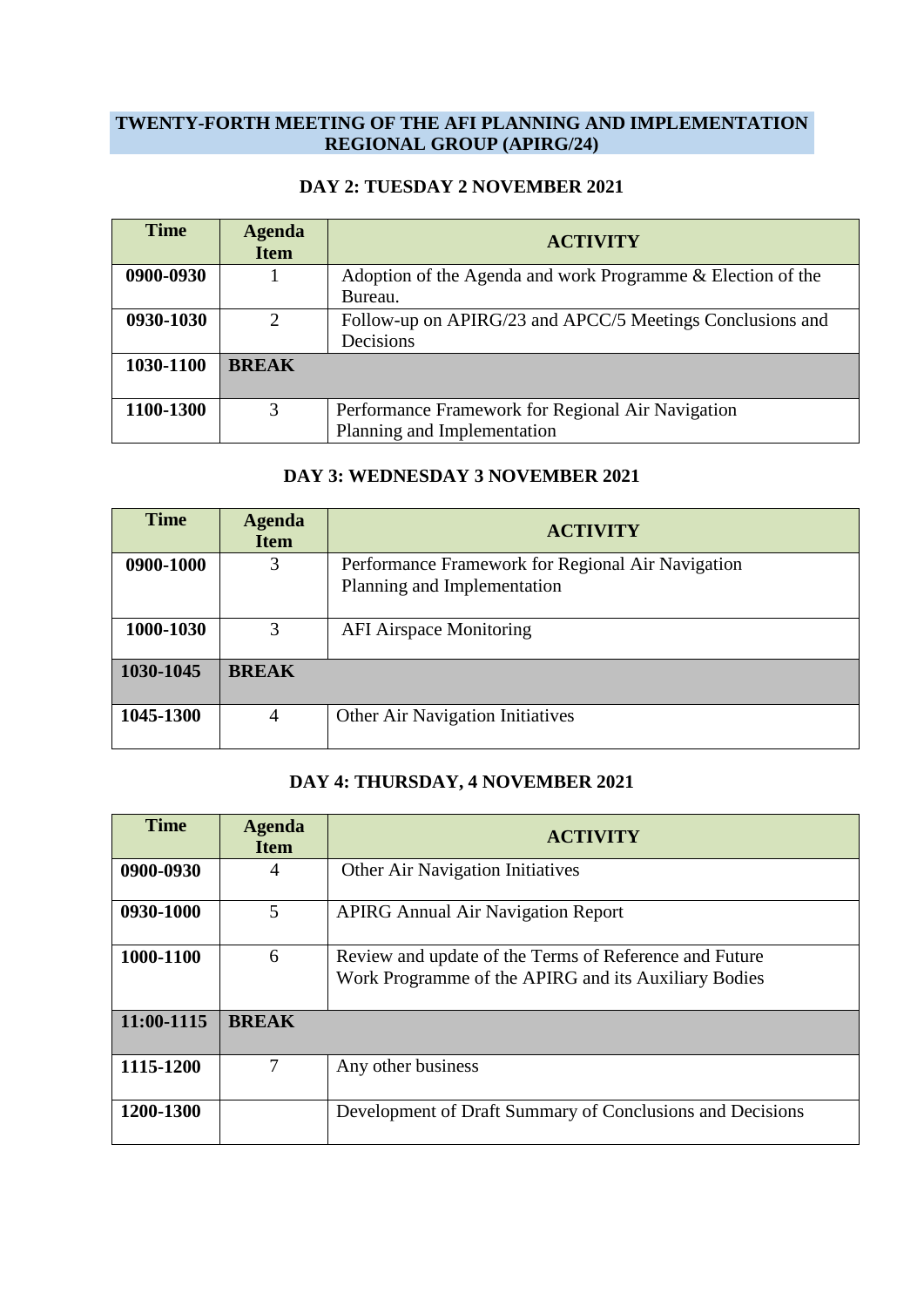## TWENTY-FORTH MEETING OF THE AFI PLANNING AND IMPLEMENTATION REGIONAL GROUP (APIRG/24)

### DAY 2: TUESDAY 2 NOVEMBER 2021

| Time | Agenda Item | ACTIVITY |
|---|---|---|
| **0900-0930** | 1 | Adoption of the Agenda and work Programme & Election of the Bureau. |
| **0930-1030** | 2 | Follow-up on APIRG/23 and APCC/5 Meetings Conclusions and Decisions |
| **1030-1100** | **BREAK** | |
| **1100-1300** | 3 | Performance Framework for Regional Air Navigation Planning and Implementation |

### DAY 3: WEDNESDAY 3 NOVEMBER 2021

| Time | Agenda Item | ACTIVITY |
|---|---|---|
| **0900-1000** | 3 | Performance Framework for Regional Air Navigation Planning and Implementation |
| **1000-1030** | 3 | AFI Airspace Monitoring |
| **1030-1045** | **BREAK** | |
| **1045-1300** | 4 | Other Air Navigation Initiatives |

### DAY 4: THURSDAY, 4 NOVEMBER 2021

| Time | Agenda Item | ACTIVITY |
|---|---|---|
| **0900-0930** | 4 | Other Air Navigation Initiatives |
| **0930-1000** | 5 | APIRG Annual Air Navigation Report |
| **1000-1100** | 6 | Review and update of the Terms of Reference and Future Work Programme of the APIRG and its Auxiliary Bodies |
| **11:00-1115** | **BREAK** | |
| **1115-1200** | 7 | Any other business |
| **1200-1300** | | Development of Draft Summary of Conclusions and Decisions |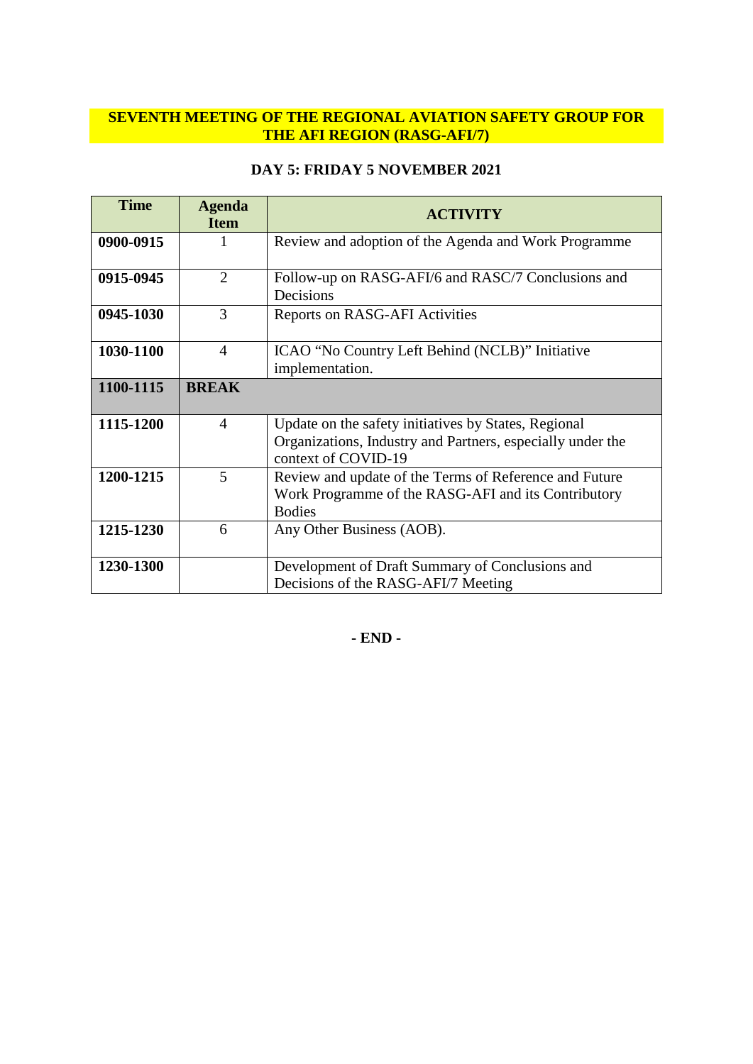**SEVENTH MEETING OF THE REGIONAL AVIATION SAFETY GROUP FOR THE AFI REGION (RASG-AFI/7)**

**DAY 5: FRIDAY 5 NOVEMBER 2021**

| Time | Agenda Item | ACTIVITY |
|---|---|---|
| **0900-0915** | 1 | Review and adoption of the Agenda and Work Programme |
| **0915-0945** | 2 | Follow-up on RASG-AFI/6 and RASC/7 Conclusions and Decisions |
| **0945-1030** | 3 | Reports on RASG-AFI Activities |
| **1030-1100** | 4 | ICAO “No Country Left Behind (NCLB)” Initiative implementation. |
| **1100-1115** | **BREAK** | |
| **1115-1200** | 4 | Update on the safety initiatives by States, Regional Organizations, Industry and Partners, especially under the context of COVID-19 |
| **1200-1215** | 5 | Review and update of the Terms of Reference and Future Work Programme of the RASG-AFI and its Contributory Bodies |
| **1215-1230** | 6 | Any Other Business (AOB). |
| **1230-1300** | | Development of Draft Summary of Conclusions and Decisions of the RASG-AFI/7 Meeting |

**- END -**